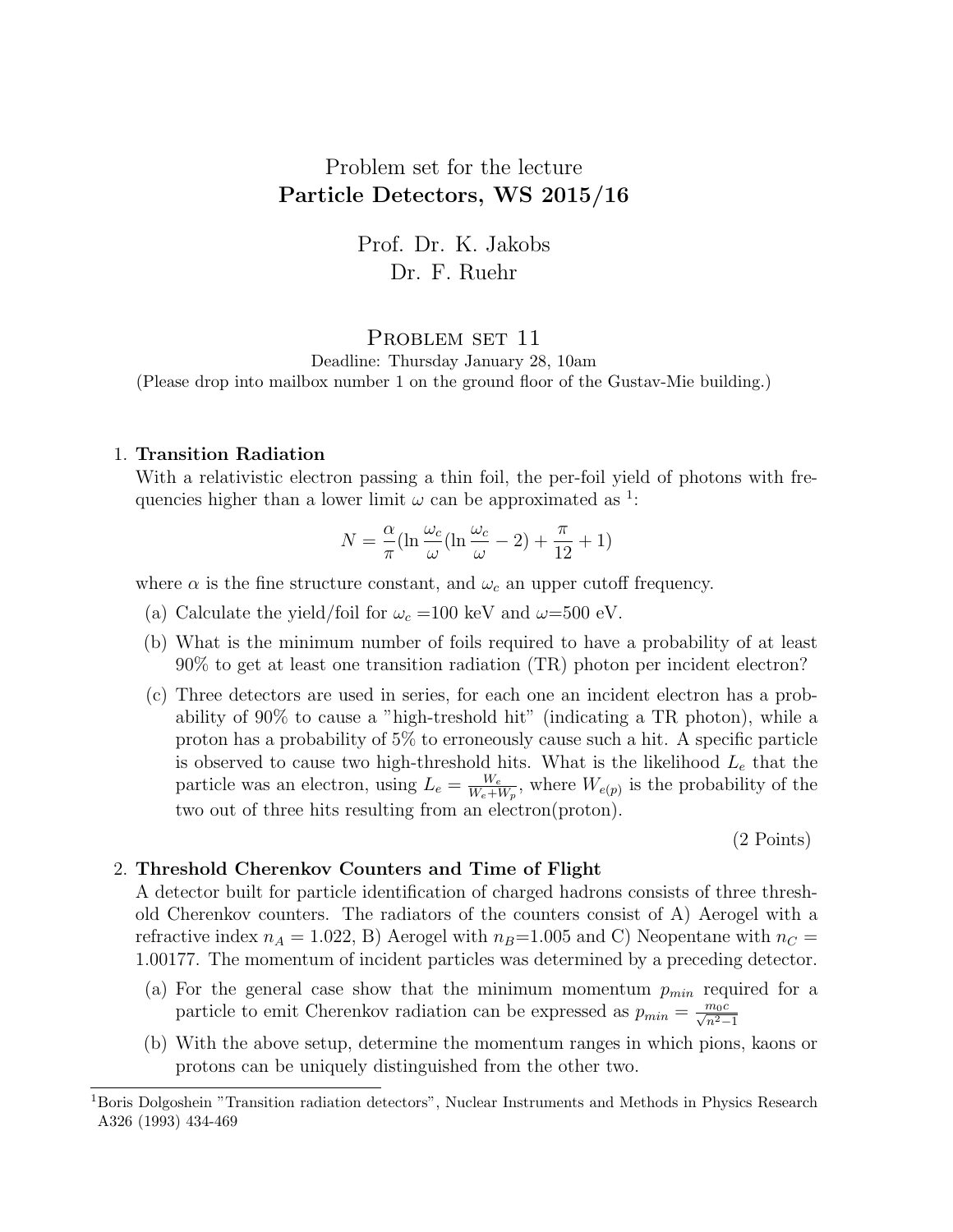Problem set for the lecture
**Particle Detectors, WS 2015/16**

Prof. Dr. K. Jakobs
Dr. F. Ruehr

# Problem set 11

Deadline: Thursday January 28, 10am
(Please drop into mailbox number 1 on the ground floor of the Gustav-Mie building.)

1. **Transition Radiation**
   With a relativistic electron passing a thin foil, the per-foil yield of photons with frequencies higher than a lower limit $\omega$ can be approximated as [1]:

   $$N = \frac{\alpha}{\pi}(\ln\frac{\omega_c}{\omega}(\ln\frac{\omega_c}{\omega} - 2) + \frac{\pi}{12} + 1)$$

   where $\alpha$ is the fine structure constant, and $\omega_c$ an upper cutoff frequency.

   (a) Calculate the yield/foil for $\omega_c$ =100 keV and $\omega$=500 eV.

   (b) What is the minimum number of foils required to have a probability of at least 90% to get at least one transition radiation (TR) photon per incident electron?

   (c) Three detectors are used in series, for each one an incident electron has a probability of 90% to cause a "high-treshold hit" (indicating a TR photon), while a proton has a probability of 5% to erroneously cause such a hit. A specific particle is observed to cause two high-threshold hits. What is the likelihood $L_e$ that the particle was an electron, using $L_e = \frac{W_e}{W_e+W_p}$, where $W_{e(p)}$ is the probability of the two out of three hits resulting from an electron(proton).

   (2 Points)

2. **Threshold Cherenkov Counters and Time of Flight**
   A detector built for particle identification of charged hadrons consists of three threshold Cherenkov counters. The radiators of the counters consist of A) Aerogel with a refractive index $n_A = 1.022$, B) Aerogel with $n_B$=1.005 and C) Neopentane with $n_C = 1.00177$. The momentum of incident particles was determined by a preceding detector.

   (a) For the general case show that the minimum momentum $p_{min}$ required for a particle to emit Cherenkov radiation can be expressed as $p_{min} = \frac{m_0 c}{\sqrt{n^2-1}}$

   (b) With the above setup, determine the momentum ranges in which pions, kaons or protons can be uniquely distinguished from the other two.

[1] Boris Dolgoshein "Transition radiation detectors", Nuclear Instruments and Methods in Physics Research A326 (1993) 434-469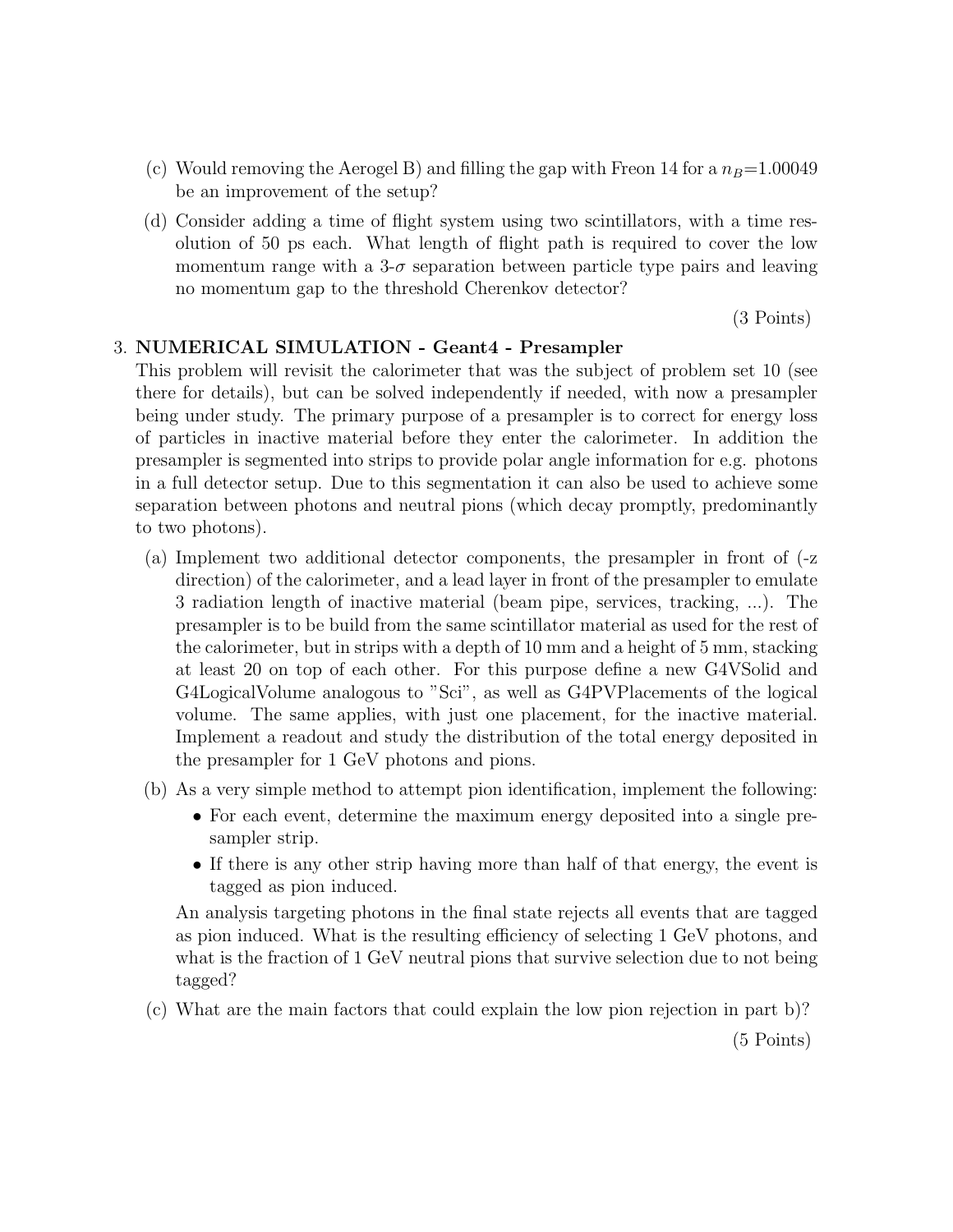(c) Would removing the Aerogel B) and filling the gap with Freon 14 for a $n_B$=1.00049 be an improvement of the setup?

(d) Consider adding a time of flight system using two scintillators, with a time resolution of 50 ps each. What length of flight path is required to cover the low momentum range with a 3-$\sigma$ separation between particle type pairs and leaving no momentum gap to the threshold Cherenkov detector?

(3 Points)

3. **NUMERICAL SIMULATION - Geant4 - Presampler**
This problem will revisit the calorimeter that was the subject of problem set 10 (see there for details), but can be solved independently if needed, with now a presampler being under study. The primary purpose of a presampler is to correct for energy loss of particles in inactive material before they enter the calorimeter. In addition the presampler is segmented into strips to provide polar angle information for e.g. photons in a full detector setup. Due to this segmentation it can also be used to achieve some separation between photons and neutral pions (which decay promptly, predominantly to two photons).

   (a) Implement two additional detector components, the presampler in front of (-z direction) of the calorimeter, and a lead layer in front of the presampler to emulate 3 radiation length of inactive material (beam pipe, services, tracking, ...). The presampler is to be build from the same scintillator material as used for the rest of the calorimeter, but in strips with a depth of 10 mm and a height of 5 mm, stacking at least 20 on top of each other. For this purpose define a new G4VSolid and G4LogicalVolume analogous to "Sci", as well as G4PVPlacements of the logical volume. The same applies, with just one placement, for the inactive material. Implement a readout and study the distribution of the total energy deposited in the presampler for 1 GeV photons and pions.

   (b) As a very simple method to attempt pion identification, implement the following:
   - For each event, determine the maximum energy deposited into a single presampler strip.
   - If there is any other strip having more than half of that energy, the event is tagged as pion induced.

   An analysis targeting photons in the final state rejects all events that are tagged as pion induced. What is the resulting efficiency of selecting 1 GeV photons, and what is the fraction of 1 GeV neutral pions that survive selection due to not being tagged?

   (c) What are the main factors that could explain the low pion rejection in part b)?

(5 Points)